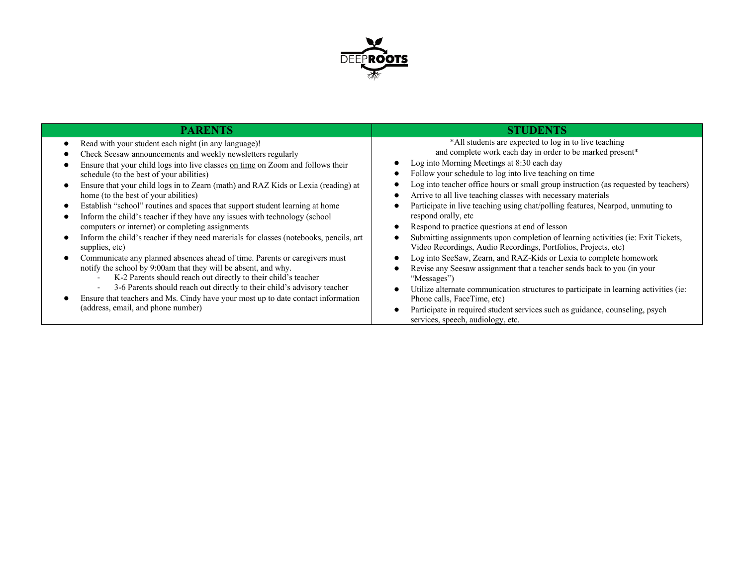DEEP**ROOTS**

| PARENTS | STUDENTS |
|---|---|
| ● Read with your student each night (in any language)!<br>● Check Seesaw announcements and weekly newsletters regularly<br>● Ensure that your child logs into live classes on time on Zoom and follows their schedule (to the best of your abilities)<br>● Ensure that your child logs in to Zearn (math) and RAZ Kids or Lexia (reading) at home (to the best of your abilities)<br>● Establish "school" routines and spaces that support student learning at home<br>● Inform the child's teacher if they have any issues with technology (school computers or internet) or completing assignments<br>● Inform the child's teacher if they need materials for classes (notebooks, pencils, art supplies, etc)<br>● Communicate any planned absences ahead of time. Parents or caregivers must notify the school by 9:00am that they will be absent, and why.<br>&nbsp;&nbsp;&nbsp;&nbsp;- K-2 Parents should reach out directly to their child's teacher<br>&nbsp;&nbsp;&nbsp;&nbsp;- 3-6 Parents should reach out directly to their child's advisory teacher<br>● Ensure that teachers and Ms. Cindy have your most up to date contact information (address, email, and phone number) | *All students are expected to log in to live teaching and complete work each day in order to be marked present*<br>● Log into Morning Meetings at 8:30 each day<br>● Follow your schedule to log into live teaching on time<br>● Log into teacher office hours or small group instruction (as requested by teachers)<br>● Arrive to all live teaching classes with necessary materials<br>● Participate in live teaching using chat/polling features, Nearpod, unmuting to respond orally, etc<br>● Respond to practice questions at end of lesson<br>● Submitting assignments upon completion of learning activities (ie: Exit Tickets, Video Recordings, Audio Recordings, Portfolios, Projects, etc)<br>● Log into SeeSaw, Zearn, and RAZ-Kids or Lexia to complete homework<br>● Revise any Seesaw assignment that a teacher sends back to you (in your "Messages")<br>● Utilize alternate communication structures to participate in learning activities (ie: Phone calls, FaceTime, etc)<br>● Participate in required student services such as guidance, counseling, psych services, speech, audiology, etc. |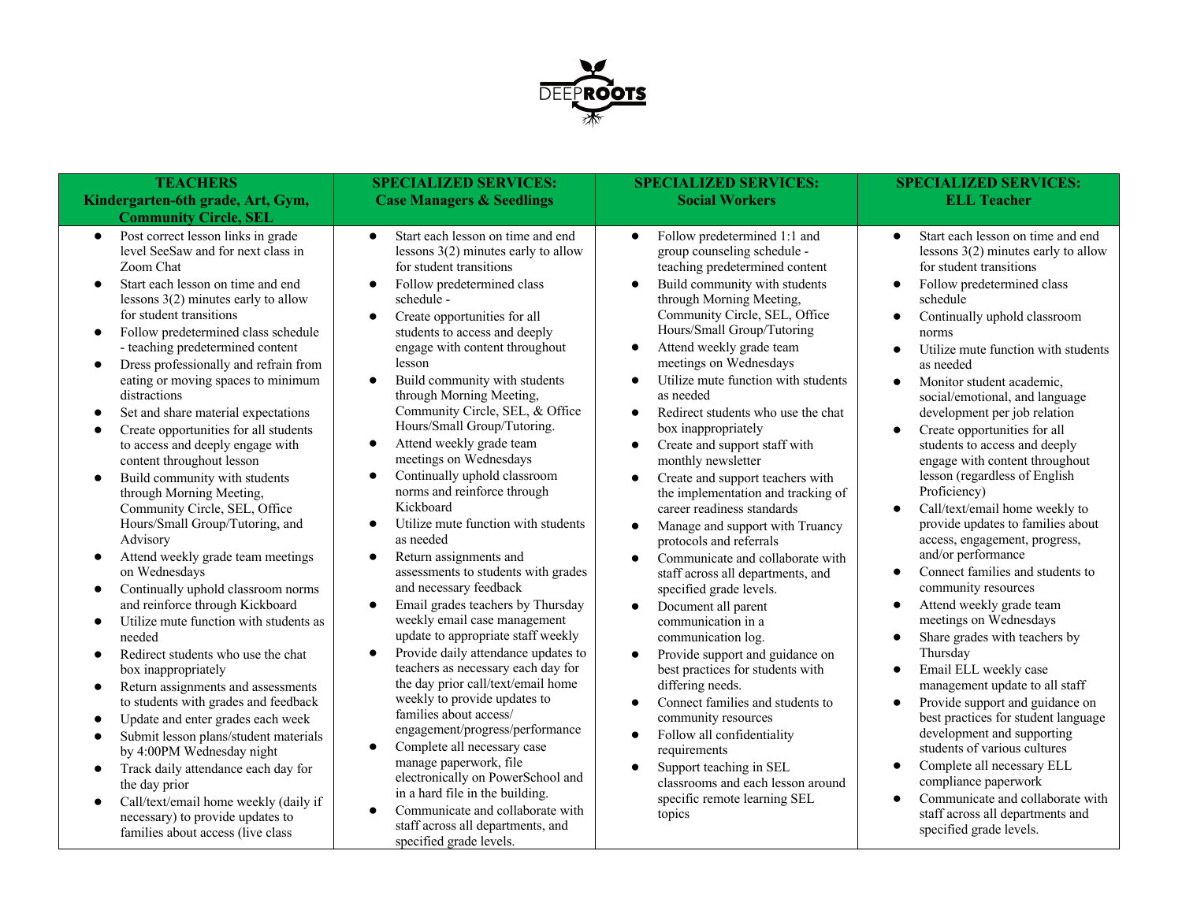DEEPROOTS

| TEACHERS Kindergarten-6th grade, Art, Gym, Community Circle, SEL | SPECIALIZED SERVICES: Case Managers & Seedlings | SPECIALIZED SERVICES: Social Workers | SPECIALIZED SERVICES: ELL Teacher |
|---|---|---|---|
| • Post correct lesson links in grade level SeeSaw and for next class in Zoom Chat<br>• Start each lesson on time and end lessons 3(2) minutes early to allow for student transitions<br>• Follow predetermined class schedule - teaching predetermined content<br>• Dress professionally and refrain from eating or moving spaces to minimum distractions<br>• Set and share material expectations<br>• Create opportunities for all students to access and deeply engage with content throughout lesson<br>• Build community with students through Morning Meeting, Community Circle, SEL, Office Hours/Small Group/Tutoring, and Advisory<br>• Attend weekly grade team meetings on Wednesdays<br>• Continually uphold classroom norms and reinforce through Kickboard<br>• Utilize mute function with students as needed<br>• Redirect students who use the chat box inappropriately<br>• Return assignments and assessments to students with grades and feedback<br>• Update and enter grades each week<br>• Submit lesson plans/student materials by 4:00PM Wednesday night<br>• Track daily attendance each day for the day prior<br>• Call/text/email home weekly (daily if necessary) to provide updates to families about access (live class | • Start each lesson on time and end lessons 3(2) minutes early to allow for student transitions<br>• Follow predetermined class schedule -<br>• Create opportunities for all students to access and deeply engage with content throughout lesson<br>• Build community with students through Morning Meeting, Community Circle, SEL, & Office Hours/Small Group/Tutoring.<br>• Attend weekly grade team meetings on Wednesdays<br>• Continually uphold classroom norms and reinforce through Kickboard<br>• Utilize mute function with students as needed<br>• Return assignments and assessments to students with grades and necessary feedback<br>• Email grades teachers by Thursday weekly email case management update to appropriate staff weekly<br>• Provide daily attendance updates to teachers as necessary each day for the day prior call/text/email home weekly to provide updates to families about access/ engagement/progress/performance<br>• Complete all necessary case manage paperwork, file electronically on PowerSchool and in a hard file in the building.<br>• Communicate and collaborate with staff across all departments, and specified grade levels. | • Follow predetermined 1:1 and group counseling schedule - teaching predetermined content<br>• Build community with students through Morning Meeting, Community Circle, SEL, Office Hours/Small Group/Tutoring<br>• Attend weekly grade team meetings on Wednesdays<br>• Utilize mute function with students as needed<br>• Redirect students who use the chat box inappropriately<br>• Create and support staff with monthly newsletter<br>• Create and support teachers with the implementation and tracking of career readiness standards<br>• Manage and support with Truancy protocols and referrals<br>• Communicate and collaborate with staff across all departments, and specified grade levels.<br>• Document all parent communication in a communication log.<br>• Provide support and guidance on best practices for students with differing needs.<br>• Connect families and students to community resources<br>• Follow all confidentiality requirements<br>• Support teaching in SEL classrooms and each lesson around specific remote learning SEL topics | • Start each lesson on time and end lessons 3(2) minutes early to allow for student transitions<br>• Follow predetermined class schedule<br>• Continually uphold classroom norms<br>• Utilize mute function with students as needed<br>• Monitor student academic, social/emotional, and language development per job relation<br>• Create opportunities for all students to access and deeply engage with content throughout lesson (regardless of English Proficiency)<br>• Call/text/email home weekly to provide updates to families about access, engagement, progress, and/or performance<br>• Connect families and students to community resources<br>• Attend weekly grade team meetings on Wednesdays<br>• Share grades with teachers by Thursday<br>• Email ELL weekly case management update to all staff<br>• Provide support and guidance on best practices for student language development and supporting students of various cultures<br>• Complete all necessary ELL compliance paperwork<br>• Communicate and collaborate with staff across all departments and specified grade levels. |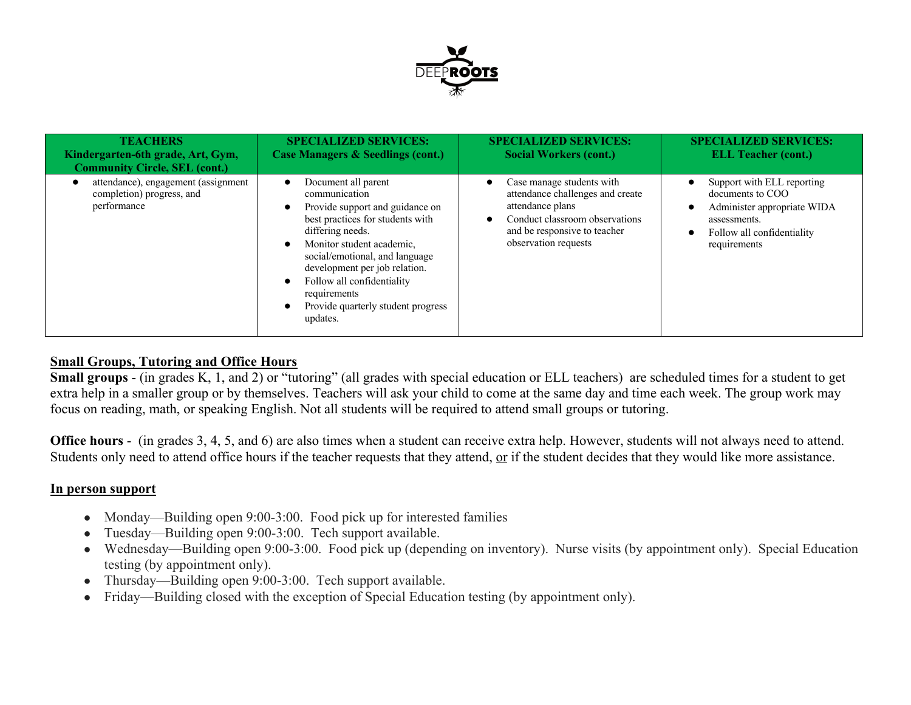| TEACHERS<br>Kindergarten-6th grade, Art, Gym, Community Circle, SEL (cont.) | SPECIALIZED SERVICES:<br>Case Managers & Seedlings (cont.) | SPECIALIZED SERVICES:<br>Social Workers (cont.) | SPECIALIZED SERVICES:<br>ELL Teacher (cont.) |
|---|---|---|---|
| • attendance), engagement (assignment completion) progress, and performance | • Document all parent communication<br>• Provide support and guidance on best practices for students with differing needs.<br>• Monitor student academic, social/emotional, and language development per job relation.<br>• Follow all confidentiality requirements<br>• Provide quarterly student progress updates. | • Case manage students with attendance challenges and create attendance plans<br>• Conduct classroom observations and be responsive to teacher observation requests | • Support with ELL reporting documents to COO<br>• Administer appropriate WIDA assessments.<br>• Follow all confidentiality requirements |

## Small Groups, Tutoring and Office Hours

**Small groups** - (in grades K, 1, and 2) or "tutoring" (all grades with special education or ELL teachers) are scheduled times for a student to get extra help in a smaller group or by themselves. Teachers will ask your child to come at the same day and time each week. The group work may focus on reading, math, or speaking English. Not all students will be required to attend small groups or tutoring.

**Office hours** - (in grades 3, 4, 5, and 6) are also times when a student can receive extra help. However, students will not always need to attend. Students only need to attend office hours if the teacher requests that they attend, or if the student decides that they would like more assistance.

## In person support

- Monday—Building open 9:00-3:00. Food pick up for interested families
- Tuesday—Building open 9:00-3:00. Tech support available.
- Wednesday—Building open 9:00-3:00. Food pick up (depending on inventory). Nurse visits (by appointment only). Special Education testing (by appointment only).
- Thursday—Building open 9:00-3:00. Tech support available.
- Friday—Building closed with the exception of Special Education testing (by appointment only).